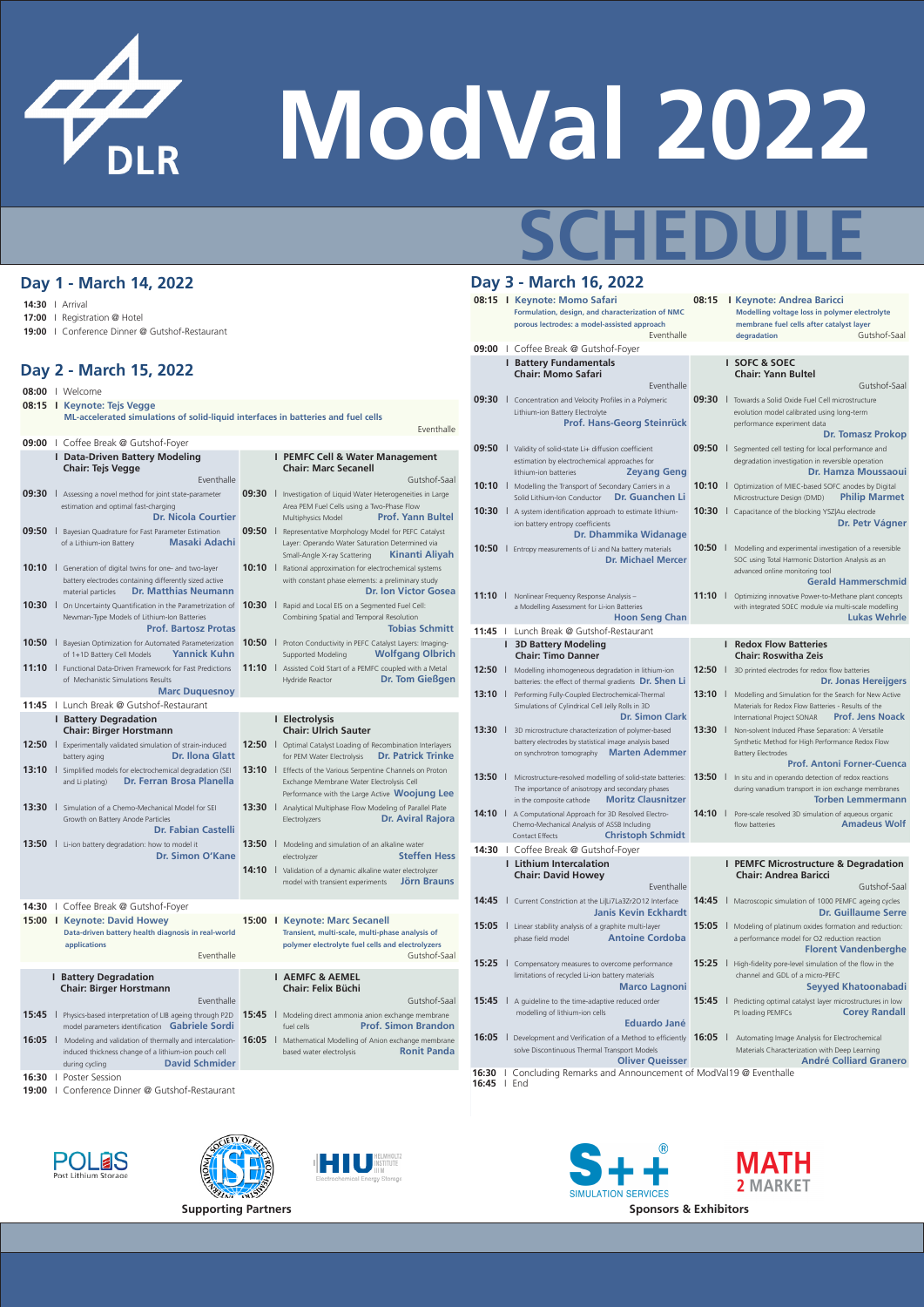# DLR

# ModVal 2022

# SCHEDULE

## Day 1 - March 14, 2022

**14:30** | Arrival
**17:00** | Registration @ Hotel
**19:00** | Conference Dinner @ Gutshof-Restaurant

## Day 2 - March 15, 2022

**08:00** | Welcome

**08:15** | **Keynote: Tejs Vegge**
**ML-accelerated simulations of solid-liquid interfaces in batteries and fuel cells**
Eventhalle

**09:00** | Coffee Break @ Gutshof-Foyer

### Data-Driven Battery Modeling
**Chair: Tejs Vegge** — Eventhalle

- **09:30** | Assessing a novel method for joint state-parameter estimation and optimal fast-charging — **Dr. Nicola Courtier**
- **09:50** | Bayesian Quadrature for Fast Parameter Estimation of a Lithium-ion Battery — **Masaki Adachi**
- **10:10** | Generation of digital twins for one- and two-layer battery electrodes containing differently sized active material particles — **Dr. Matthias Neumann**
- **10:30** | On Uncertainty Quantification in the Parametrization of Newman-Type Models of Lithium-Ion Batteries — **Prof. Bartosz Protas**
- **10:50** | Bayesian Optimization for Automated Parameterization of 1+1D Battery Cell Models — **Yannick Kuhn**
- **11:10** | Functional Data-Driven Framework for Fast Predictions of Mechanistic Simulations Results — **Marc Duquesnoy**

### PEMFC Cell & Water Management
**Chair: Marc Secanell** — Gutshof-Saal

- **09:30** | Investigation of Liquid Water Heterogeneities in Large Area PEM Fuel Cells using a Two-Phase Flow Multiphysics Model — **Prof. Yann Bultel**
- **09:50** | Representative Morphology Model for PEFC Catalyst Layer: Operando Water Saturation Determined via Small-Angle X-ray Scattering — **Kinanti Aliyah**
- **10:10** | Rational approximation for electrochemical systems with constant phase elements: a preliminary study — **Dr. Ion Victor Gosea**
- **10:30** | Rapid and Local EIS on a Segmented Fuel Cell: Combining Spatial and Temporal Resolution — **Tobias Schmitt**
- **10:50** | Proton Conductivity in PEFC Catalyst Layers: Imaging-Supported Modeling — **Wolfgang Olbrich**
- **11:10** | Assisted Cold Start of a PEMFC coupled with a Metal Hydride Reactor — **Dr. Tom Gießgen**

**11:45** | Lunch Break @ Gutshof-Restaurant

### Battery Degradation
**Chair: Birger Horstmann**

- **12:50** | Experimentally validated simulation of strain-induced battery aging — **Dr. Ilona Glatt**
- **13:10** | Simplified models for electrochemical degradation (SEI and Li plating) — **Dr. Ferran Brosa Planella**
- **13:30** | Simulation of a Chemo-Mechanical Model for SEI Growth on Battery Anode Particles — **Dr. Fabian Castelli**
- **13:50** | Li-ion battery degradation: how to model it — **Dr. Simon O'Kane**

### Electrolysis
**Chair: Ulrich Sauter**

- **12:50** | Optimal Catalyst Loading of Recombination Interlayers for PEM Water Electrolysis — **Dr. Patrick Trinke**
- **13:10** | Effects of the Various Serpentine Channels on Proton Exchange Membrane Water Electrolysis Cell Performance with the Large Active — **Woojung Lee**
- **13:30** | Analytical Multiphase Flow Modeling of Parallel Plate Electrolyzers — **Dr. Aviral Rajora**
- **13:50** | Modeling and simulation of an alkaline water electrolyzer — **Steffen Hess**
- **14:10** | Validation of a dynamic alkaline water electrolyzer model with transient experiments — **Jörn Brauns**

**14:30** | Coffee Break @ Gutshof-Foyer

**15:00** | **Keynote: David Howey**
**Data-driven battery health diagnosis in real-world applications**
Eventhalle

**15:00** | **Keynote: Marc Secanell**
**Transient, multi-scale, multi-phase analysis of polymer electrolyte fuel cells and electrolyzers**
Gutshof-Saal

### Battery Degradation
**Chair: Birger Horstmann** — Eventhalle

- **15:45** | Physics-based interpretation of LIB ageing through P2D model parameters identification — **Gabriele Sordi**
- **16:05** | Modeling and validation of thermally and intercalation-induced thickness change of a lithium-ion pouch cell during cycling — **David Schmider**

### AEMFC & AEMEL
**Chair: Felix Büchi** — Gutshof-Saal

- **15:45** | Modeling direct ammonia anion exchange membrane fuel cells — **Prof. Simon Brandon**
- **16:05** | Mathematical Modelling of Anion exchange membrane based water electrolysis — **Ronit Panda**

**16:30** | Poster Session
**19:00** | Conference Dinner @ Gutshof-Restaurant

## Day 3 - March 16, 2022

**08:15** | **Keynote: Momo Safari**
**Formulation, design, and characterization of NMC porous lectrodes: a model-assisted approach**
Eventhalle

**08:15** | **Keynote: Andrea Baricci**
**Modelling voltage loss in polymer electrolyte membrane fuel cells after catalyst layer degradation**
Gutshof-Saal

**09:00** | Coffee Break @ Gutshof-Foyer

### Battery Fundamentals
**Chair: Momo Safari** — Eventhalle

- **09:30** | Concentration and Velocity Profiles in a Polymeric Lithium-ion Battery Electrolyte — **Prof. Hans-Georg Steinrück**
- **09:50** | Validity of solid-state Li+ diffusion coefficient estimation by electrochemical approaches for lithium-ion batteries — **Zeyang Geng**
- **10:10** | Modelling the Transport of Secondary Carriers in a Solid Lithium-Ion Conductor — **Dr. Guanchen Li**
- **10:30** | A system identification approach to estimate lithium-ion battery entropy coefficients — **Dr. Dhammika Widanage**
- **10:50** | Entropy measurements of Li and Na battery materials — **Dr. Michael Mercer**
- **11:10** | Nonlinear Frequency Response Analysis – a Modelling Assessment for Li-ion Batteries — **Hoon Seng Chan**

### SOFC & SOEC
**Chair: Yann Bultel** — Gutshof-Saal

- **09:30** | Towards a Solid Oxide Fuel Cell microstructure evolution model calibrated using long-term performance experiment data — **Dr. Tomasz Prokop**
- **09:50** | Segmented cell testing for local performance and degradation investigation in reversible operation — **Dr. Hamza Moussaoui**
- **10:10** | Optimization of MIEC-based SOFC anodes by Digital Microstructure Design (DMD) — **Philip Marmet**
- **10:30** | Capacitance of the blocking YSZ|Au electrode — **Dr. Petr Vágner**
- **10:50** | Modelling and experimental investigation of a reversible SOC using Total Harmonic Distortion Analysis as an advanced online monitoring tool — **Gerald Hammerschmid**
- **11:10** | Optimizing innovative Power-to-Methane plant concepts with integrated SOEC module via multi-scale modelling — **Lukas Wehrle**

**11:45** | Lunch Break @ Gutshof-Restaurant

### 3D Battery Modeling
**Chair: Timo Danner**

- **12:50** | Modelling inhomogeneous degradation in lithium-ion batteries: the effect of thermal gradients — **Dr. Shen Li**
- **13:10** | Performing Fully-Coupled Electrochemical-Thermal Simulations of Cylindrical Cell Jelly Rolls in 3D — **Dr. Simon Clark**
- **13:30** | 3D microstructure characterization of polymer-based battery electrodes by statistical image analysis based on synchrotron tomography — **Marten Ademmer**
- **13:50** | Microstructure-resolved modelling of solid-state batteries: The importance of anisotropy and secondary phases in the composite cathode — **Moritz Clausnitzer**
- **14:10** | A Computational Approach for 3D Resolved Electro-Chemo-Mechanical Analysis of ASSB Including Contact Effects — **Christoph Schmidt**

### Redox Flow Batteries
**Chair: Roswitha Zeis**

- **12:50** | 3D printed electrodes for redox flow batteries — **Dr. Jonas Hereijgers**
- **13:10** | Modelling and Simulation for the Search for New Active Materials for Redox Flow Batteries - Results of the International Project SONAR — **Prof. Jens Noack**
- **13:30** | Non-solvent Induced Phase Separation: A Versatile Synthetic Method for High Performance Redox Flow Battery Electrodes — **Prof. Antoni Forner-Cuenca**
- **13:50** | In situ and in operando detection of redox reactions during vanadium transport in ion exchange membranes — **Torben Lemmermann**
- **14:10** | Pore-scale resolved 3D simulation of aqueous organic flow batteries — **Amadeus Wolf**

**14:30** | Coffee Break @ Gutshof-Foyer

### Lithium Intercalation
**Chair: David Howey** — Eventhalle

- **14:45** | Current Constriction at the Li|Li7La3Zr2O12 Interface — **Janis Kevin Eckhardt**
- **15:05** | Linear stability analysis of a graphite multi-layer phase field model — **Antoine Cordoba**
- **15:25** | Compensatory measures to overcome performance limitations of recycled Li-ion battery materials — **Marco Lagnoni**
- **15:45** | A guideline to the time-adaptive reduced order modelling of lithium-ion cells — **Eduardo Jané**
- **16:05** | Development and Verification of a Method to efficiently solve Discontinuous Thermal Transport Models — **Oliver Queisser**

### PEMFC Microstructure & Degradation
**Chair: Andrea Baricci** — Gutshof-Saal

- **14:45** | Macroscopic simulation of 1000 PEMFC ageing cycles — **Dr. Guillaume Serre**
- **15:05** | Modeling of platinum oxides formation and reduction: a performance model for O2 reduction reaction — **Florent Vandenberghe**
- **15:25** | High-fidelity pore-level simulation of the flow in the channel and GDL of a micro-PEFC — **Seyyed Khatoonabadi**
- **15:45** | Predicting optimal catalyst layer microstructures in low Pt loading PEMFCs — **Corey Randall**
- **16:05** | Automating Image Analysis for Electrochemical Materials Characterization with Deep Learning — **André Colliard Granero**

**16:30** | Concluding Remarks and Announcement of ModVal19 @ Eventhalle
**16:45** | End

**Supporting Partners:** POLiS Post Lithium Storage, International Society of Electrochemistry, HIU Helmholtz Institute Ulm Electrochemical Energy Storage

**Sponsors & Exhibitors:** S++ Simulation Services, Math 2 Market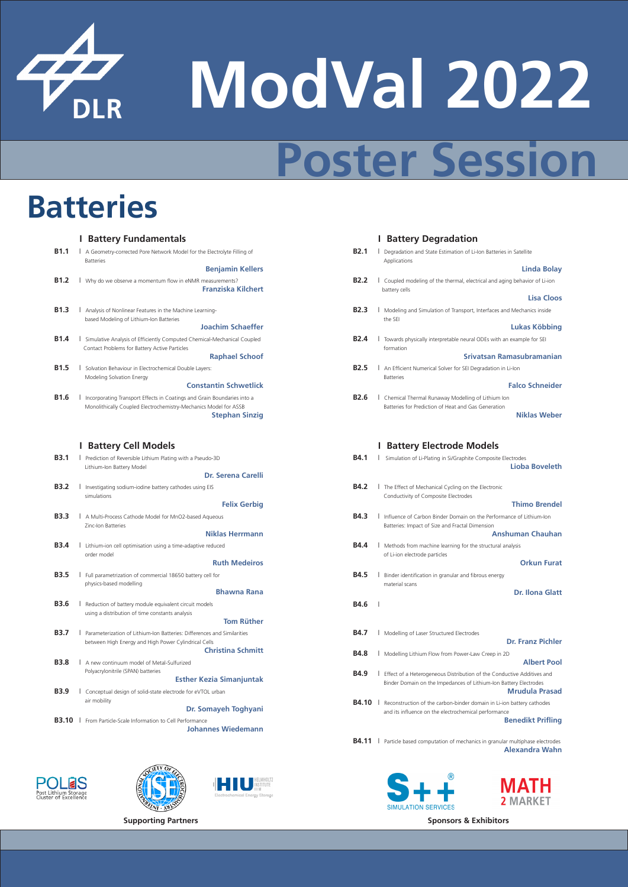# ModVal 2022

# Poster Session

## Batteries

### Battery Fundamentals

**B1.1** | A Geometry-corrected Pore Network Model for the Electrolyte Filling of Batteries
**Benjamin Kellers**

**B1.2** | Why do we observe a momentum flow in eNMR measurements?
**Franziska Kilchert**

**B1.3** | Analysis of Nonlinear Features in the Machine Learning-based Modeling of Lithium-Ion Batteries
**Joachim Schaeffer**

**B1.4** | Simulative Analysis of Efficiently Computed Chemical-Mechanical Coupled Contact Problems for Battery Active Particles
**Raphael Schoof**

**B1.5** | Solvation Behaviour in Electrochemical Double Layers: Modeling Solvation Energy
**Constantin Schwetlick**

**B1.6** | Incorporating Transport Effects in Coatings and Grain Boundaries into a Monolithically Coupled Electrochemistry-Mechanics Model for ASSB
**Stephan Sinzig**

### Battery Cell Models

**B3.1** | Prediction of Reversible Lithium Plating with a Pseudo-3D Lithium-Ion Battery Model
**Dr. Serena Carelli**

**B3.2** | Investigating sodium-iodine battery cathodes using EIS simulations
**Felix Gerbig**

**B3.3** | A Multi-Process Cathode Model for MnO2-based Aqueous Zinc-Ion Batteries
**Niklas Herrmann**

**B3.4** | Lithium-ion cell optimisation using a time-adaptive reduced order model
**Ruth Medeiros**

**B3.5** | Full parametrization of commercial 18650 battery cell for physics-based modelling
**Bhawna Rana**

**B3.6** | Reduction of battery module equivalent circuit models using a distribution of time constants analysis
**Tom Rüther**

**B3.7** | Parameterization of Lithium-Ion Batteries: Differences and Similarities between High Energy and High Power Cylindrical Cells
**Christina Schmitt**

**B3.8** | A new continuum model of Metal-Sulfurized Polyacrylonitrile (SPAN) batteries
**Esther Kezia Simanjuntak**

**B3.9** | Conceptual design of solid-state electrode for eVTOL urban air mobility
**Dr. Somayeh Toghyani**

**B3.10** | From Particle-Scale Information to Cell Performance
**Johannes Wiedemann**

### Battery Degradation

**B2.1** | Degradation and State Estimation of Li-Ion Batteries in Satellite Applications
**Linda Bolay**

**B2.2** | Coupled modeling of the thermal, electrical and aging behavior of Li-ion battery cells
**Lisa Cloos**

**B2.3** | Modeling and Simulation of Transport, Interfaces and Mechanics inside the SEI
**Lukas Köbbing**

**B2.4** | Towards physically interpretable neural ODEs with an example for SEI formation
**Srivatsan Ramasubramanian**

**B2.5** | An Efficient Numerical Solver for SEI Degradation in Li-Ion Batteries
**Falco Schneider**

**B2.6** | Chemical Thermal Runaway Modelling of Lithium Ion Batteries for Prediction of Heat and Gas Generation
**Niklas Weber**

### Battery Electrode Models

**B4.1** | Simulation of Li-Plating in Si/Graphite Composite Electrodes
**Lioba Boveleth**

**B4.2** | The Effect of Mechanical Cycling on the Electronic Conductivity of Composite Electrodes
**Thimo Brendel**

**B4.3** | Influence of Carbon Binder Domain on the Performance of Lithium-Ion Batteries: Impact of Size and Fractal Dimension
**Anshuman Chauhan**

**B4.4** | Methods from machine learning for the structural analysis of Li-ion electrode particles
**Orkun Furat**

**B4.5** | Binder identification in granular and fibrous energy material scans
**Dr. Ilona Glatt**

**B4.6** |

**B4.7** | Modelling of Laser Structured Electrodes
**Dr. Franz Pichler**

**B4.8** | Modelling Lithium Flow from Power-Law Creep in 2D
**Albert Pool**

**B4.9** | Effect of a Heterogeneous Distribution of the Conductive Additives and Binder Domain on the Impedances of Lithium-Ion Battery Electrodes
**Mrudula Prasad**

**B4.10** | Reconstruction of the carbon-binder domain in Li-ion battery cathodes and its influence on the electrochemical performance
**Benedikt Prifling**

**B4.11** | Particle based computation of mechanics in granular multiphase electrodes
**Alexandra Wahn**

**Supporting Partners**

**Sponsors & Exhibitors**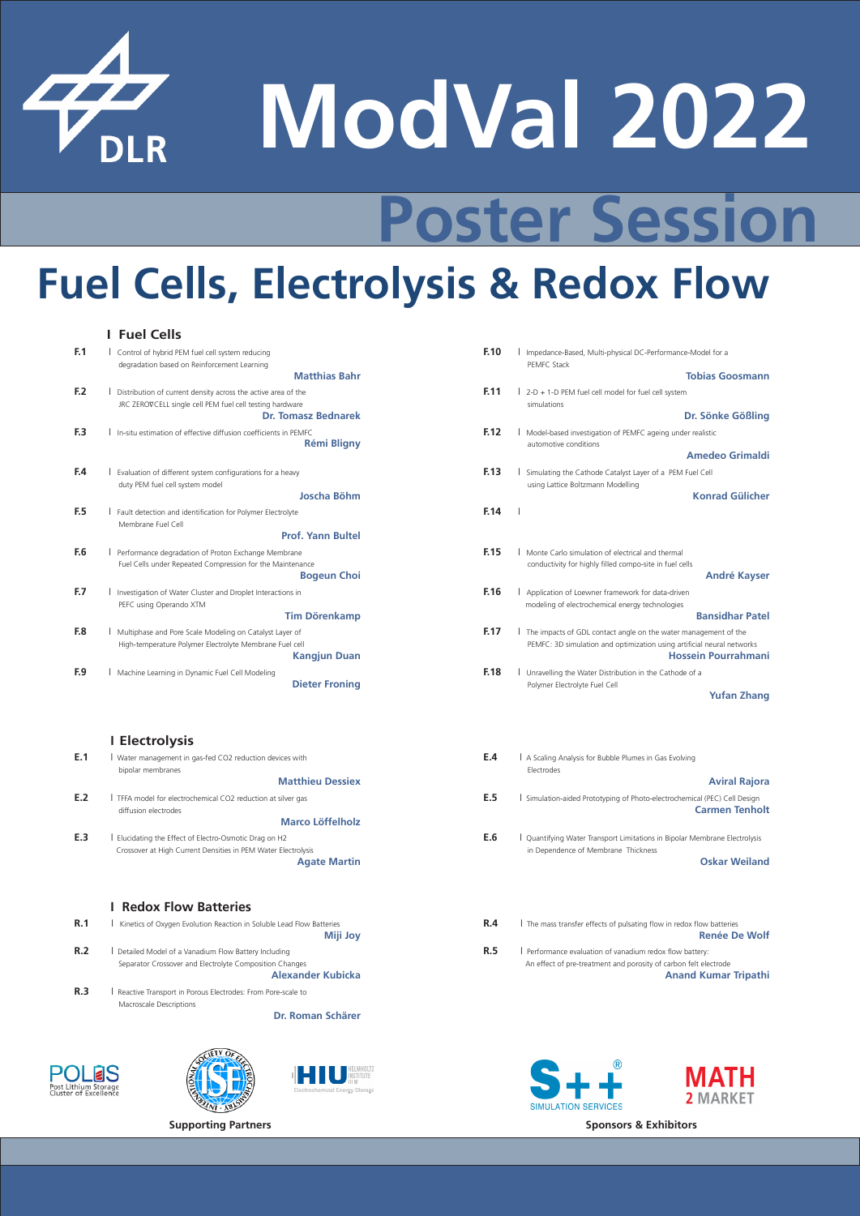# ModVal 2022

## Poster Session

# Fuel Cells, Electrolysis & Redox Flow

### Fuel Cells

**F.1** | Control of hybrid PEM fuel cell system reducing degradation based on Reinforcement Learning
**Matthias Bahr**

**F.2** | Distribution of current density across the active area of the JRC ZERO∇CELL single cell PEM fuel cell testing hardware
**Dr. Tomasz Bednarek**

**F.3** | In-situ estimation of effective diffusion coefficients in PEMFC
**Rémi Bligny**

**F.4** | Evaluation of different system configurations for a heavy duty PEM fuel cell system model
**Joscha Böhm**

**F.5** | Fault detection and identification for Polymer Electrolyte Membrane Fuel Cell
**Prof. Yann Bultel**

**F.6** | Performance degradation of Proton Exchange Membrane Fuel Cells under Repeated Compression for the Maintenance
**Bogeun Choi**

**F.7** | Investigation of Water Cluster and Droplet Interactions in PEFC using Operando XTM
**Tim Dörenkamp**

**F.8** | Multiphase and Pore Scale Modeling on Catalyst Layer of High-temperature Polymer Electrolyte Membrane Fuel cell
**Kangjun Duan**

**F.9** | Machine Learning in Dynamic Fuel Cell Modeling
**Dieter Froning**

**F.10** | Impedance-Based, Multi-physical DC-Performance-Model for a PEMFC Stack
**Tobias Goosmann**

**F.11** | 2-D + 1-D PEM fuel cell model for fuel cell system simulations
**Dr. Sönke Gößling**

**F.12** | Model-based investigation of PEMFC ageing under realistic automotive conditions
**Amedeo Grimaldi**

**F.13** | Simulating the Cathode Catalyst Layer of a PEM Fuel Cell using Lattice Boltzmann Modelling
**Konrad Gülicher**

**F.14** |

**F.15** | Monte Carlo simulation of electrical and thermal conductivity for highly filled compo-site in fuel cells
**André Kayser**

**F.16** | Application of Loewner framework for data-driven modeling of electrochemical energy technologies
**Bansidhar Patel**

**F.17** | The impacts of GDL contact angle on the water management of the PEMFC: 3D simulation and optimization using artificial neural networks
**Hossein Pourrahmani**

**F.18** | Unravelling the Water Distribution in the Cathode of a Polymer Electrolyte Fuel Cell
**Yufan Zhang**

### Electrolysis

**E.1** | Water management in gas-fed CO2 reduction devices with bipolar membranes
**Matthieu Dessiex**

**E.2** | TFFA model for electrochemical CO2 reduction at silver gas diffusion electrodes
**Marco Löffelholz**

**E.3** | Elucidating the Effect of Electro-Osmotic Drag on H2 Crossover at High Current Densities in PEM Water Electrolysis
**Agate Martin**

**E.4** | A Scaling Analysis for Bubble Plumes in Gas Evolving Electrodes
**Aviral Rajora**

**E.5** | Simulation-aided Prototyping of Photo-electrochemical (PEC) Cell Design
**Carmen Tenholt**

**E.6** | Quantifying Water Transport Limitations in Bipolar Membrane Electrolysis in Dependence of Membrane Thickness
**Oskar Weiland**

### Redox Flow Batteries

**R.1** | Kinetics of Oxygen Evolution Reaction in Soluble Lead Flow Batteries
**Miji Joy**

**R.2** | Detailed Model of a Vanadium Flow Battery Including Separator Crossover and Electrolyte Composition Changes
**Alexander Kubicka**

**R.3** | Reactive Transport in Porous Electrodes: From Pore-scale to Macroscale Descriptions
**Dr. Roman Schärer**

**R.4** | The mass transfer effects of pulsating flow in redox flow batteries
**Renée De Wolf**

**R.5** | Performance evaluation of vanadium redox flow battery: An effect of pre-treatment and porosity of carbon felt electrode
**Anand Kumar Tripathi**

**Supporting Partners**

**Sponsors & Exhibitors**